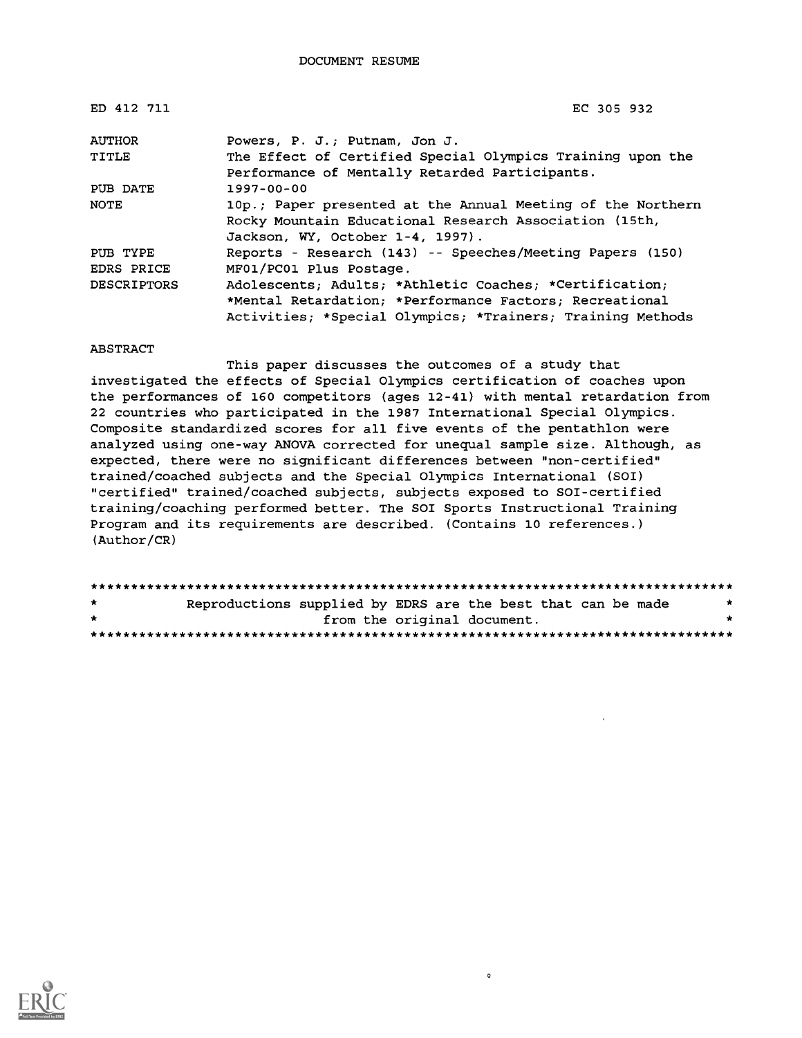# DOCUMENT RESUME

ED 412 711 EC 305 932

| | |
|---|---|
| AUTHOR | Powers, P. J.; Putnam, Jon J. |
| TITLE | The Effect of Certified Special Olympics Training upon the Performance of Mentally Retarded Participants. |
| PUB DATE | 1997-00-00 |
| NOTE | 10p.; Paper presented at the Annual Meeting of the Northern Rocky Mountain Educational Research Association (15th, Jackson, WY, October 1-4, 1997). |
| PUB TYPE | Reports - Research (143) -- Speeches/Meeting Papers (150) |
| EDRS PRICE | MF01/PC01 Plus Postage. |
| DESCRIPTORS | Adolescents; Adults; *Athletic Coaches; *Certification; *Mental Retardation; *Performance Factors; Recreational Activities; *Special Olympics; *Trainers; Training Methods |

## ABSTRACT

This paper discusses the outcomes of a study that investigated the effects of Special Olympics certification of coaches upon the performances of 160 competitors (ages 12-41) with mental retardation from 22 countries who participated in the 1987 International Special Olympics. Composite standardized scores for all five events of the pentathlon were analyzed using one-way ANOVA corrected for unequal sample size. Although, as expected, there were no significant differences between "non-certified" trained/coached subjects and the Special Olympics International (SOI) "certified" trained/coached subjects, subjects exposed to SOI-certified training/coaching performed better. The SOI Sports Instructional Training Program and its requirements are described. (Contains 10 references.) (Author/CR)

********************************************************************************
* Reproductions supplied by EDRS are the best that can be made *
* from the original document. *
********************************************************************************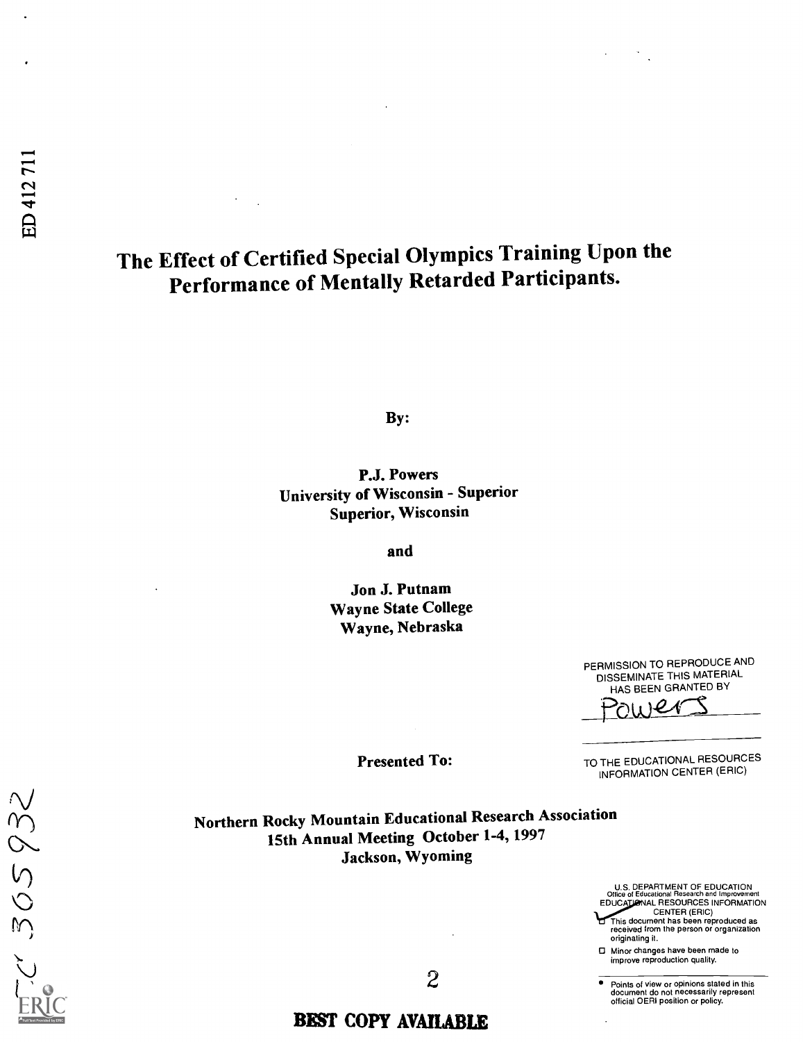ED 412 711

# The Effect of Certified Special Olympics Training Upon the Performance of Mentally Retarded Participants.

By:

**P.J. Powers**
**University of Wisconsin - Superior**
**Superior, Wisconsin**

**and**

**Jon J. Putnam**
**Wayne State College**
**Wayne, Nebraska**

PERMISSION TO REPRODUCE AND DISSEMINATE THIS MATERIAL HAS BEEN GRANTED BY

Powers

TO THE EDUCATIONAL RESOURCES INFORMATION CENTER (ERIC)

**Presented To:**

**Northern Rocky Mountain Educational Research Association**
**15th Annual Meeting October 1-4, 1997**
**Jackson, Wyoming**

U.S. DEPARTMENT OF EDUCATION
Office of Educational Research and Improvement
EDUCATIONAL RESOURCES INFORMATION CENTER (ERIC)

- This document has been reproduced as received from the person or organization originating it.
- Minor changes have been made to improve reproduction quality.
- Points of view or opinions stated in this document do not necessarily represent official OERI position or policy.

TC 365932

BEST COPY AVAILABLE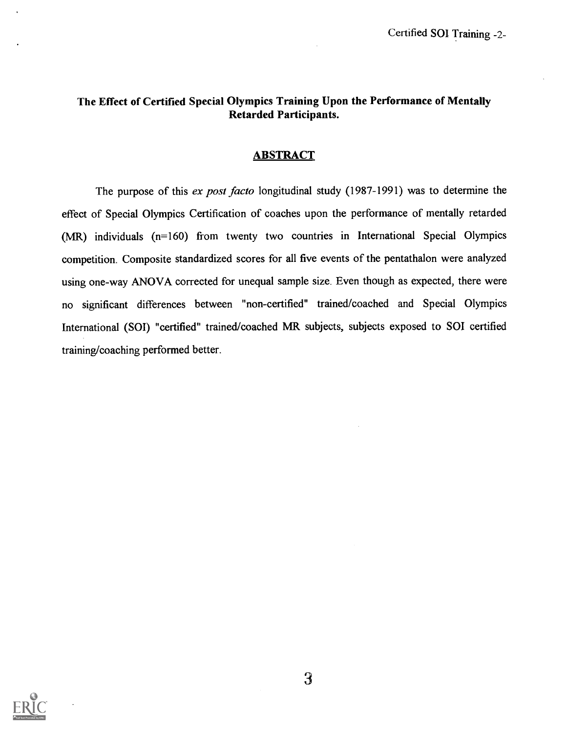**The Effect of Certified Special Olympics Training Upon the Performance of Mentally Retarded Participants.**

## ABSTRACT

The purpose of this *ex post facto* longitudinal study (1987-1991) was to determine the effect of Special Olympics Certification of coaches upon the performance of mentally retarded (MR) individuals (n=160) from twenty two countries in International Special Olympics competition. Composite standardized scores for all five events of the pentathalon were analyzed using one-way ANOVA corrected for unequal sample size. Even though as expected, there were no significant differences between "non-certified" trained/coached and Special Olympics International (SOI) "certified" trained/coached MR subjects, subjects exposed to SOI certified training/coaching performed better.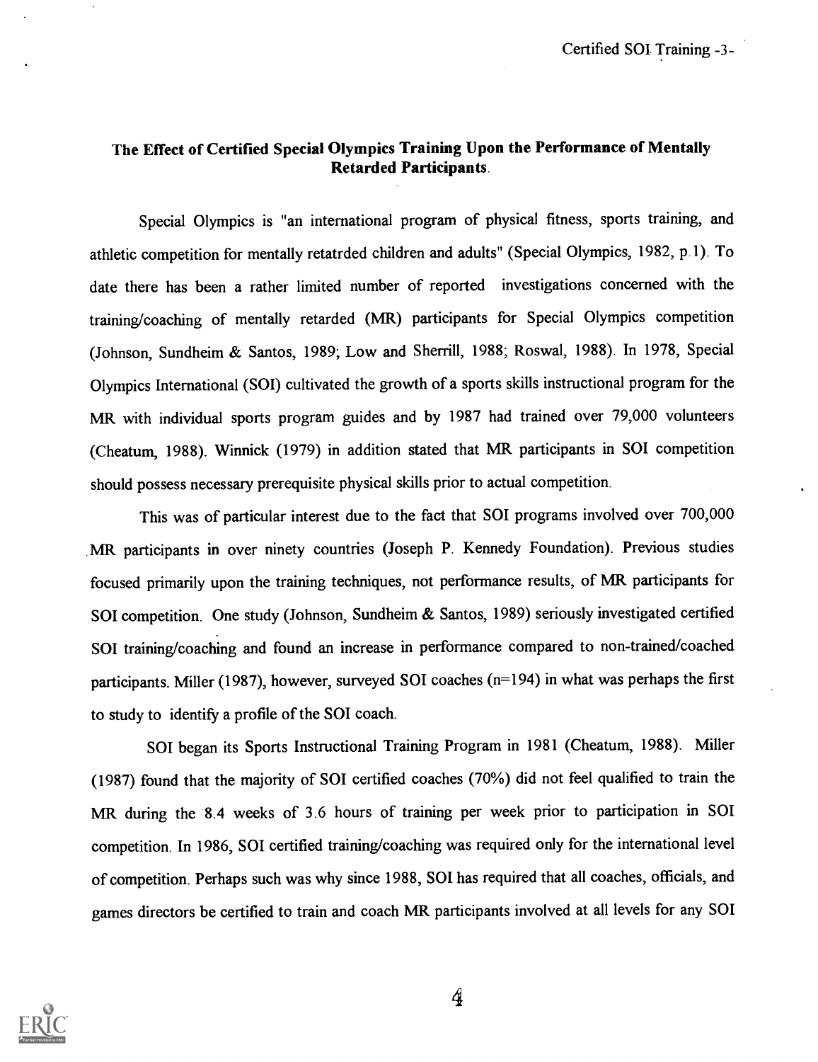**The Effect of Certified Special Olympics Training Upon the Performance of Mentally Retarded Participants.**

Special Olympics is "an international program of physical fitness, sports training, and athletic competition for mentally retatrded children and adults" (Special Olympics, 1982, p.1). To date there has been a rather limited number of reported investigations concerned with the training/coaching of mentally retarded (MR) participants for Special Olympics competition (Johnson, Sundheim & Santos, 1989; Low and Sherrill, 1988; Roswal, 1988). In 1978, Special Olympics International (SOI) cultivated the growth of a sports skills instructional program for the MR with individual sports program guides and by 1987 had trained over 79,000 volunteers (Cheatum, 1988). Winnick (1979) in addition stated that MR participants in SOI competition should possess necessary prerequisite physical skills prior to actual competition.

This was of particular interest due to the fact that SOI programs involved over 700,000 MR participants in over ninety countries (Joseph P. Kennedy Foundation). Previous studies focused primarily upon the training techniques, not performance results, of MR participants for SOI competition. One study (Johnson, Sundheim & Santos, 1989) seriously investigated certified SOI training/coaching and found an increase in performance compared to non-trained/coached participants. Miller (1987), however, surveyed SOI coaches (n=194) in what was perhaps the first to study to identify a profile of the SOI coach.

SOI began its Sports Instructional Training Program in 1981 (Cheatum, 1988). Miller (1987) found that the majority of SOI certified coaches (70%) did not feel qualified to train the MR during the 8.4 weeks of 3.6 hours of training per week prior to participation in SOI competition. In 1986, SOI certified training/coaching was required only for the international level of competition. Perhaps such was why since 1988, SOI has required that all coaches, officials, and games directors be certified to train and coach MR participants involved at all levels for any SOI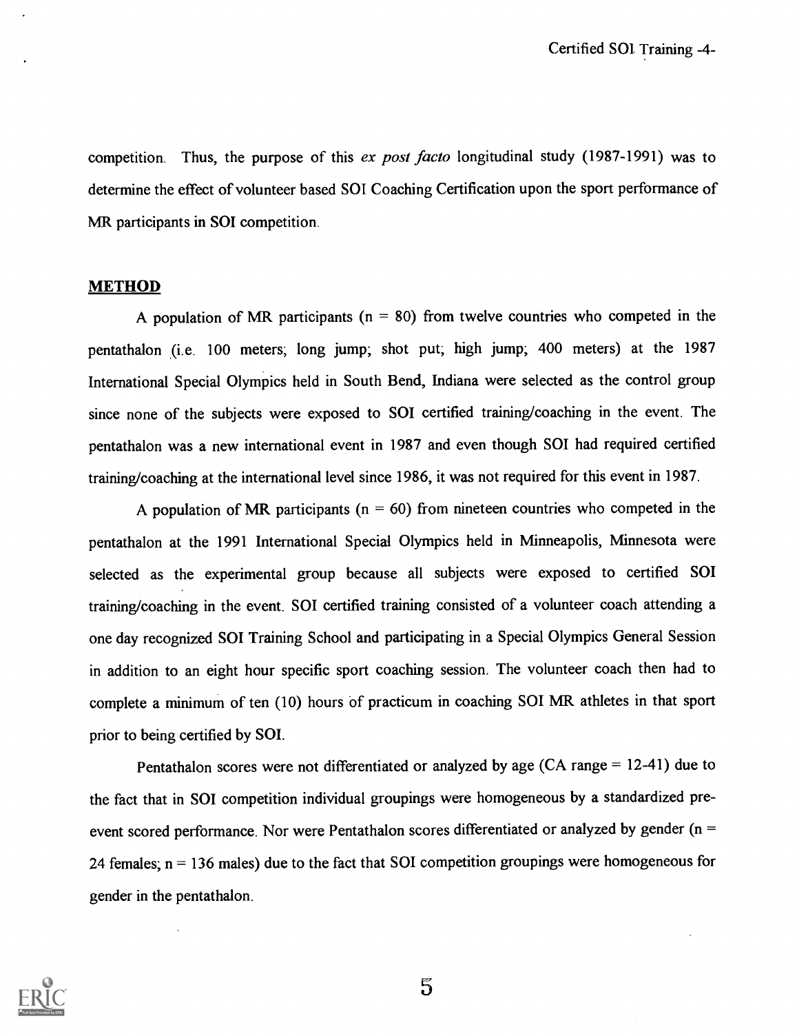competition. Thus, the purpose of this *ex post facto* longitudinal study (1987-1991) was to determine the effect of volunteer based SOI Coaching Certification upon the sport performance of MR participants in SOI competition.

## METHOD

A population of MR participants (n = 80) from twelve countries who competed in the pentathalon (i.e. 100 meters; long jump; shot put; high jump; 400 meters) at the 1987 International Special Olympics held in South Bend, Indiana were selected as the control group since none of the subjects were exposed to SOI certified training/coaching in the event. The pentathalon was a new international event in 1987 and even though SOI had required certified training/coaching at the international level since 1986, it was not required for this event in 1987.

A population of MR participants (n = 60) from nineteen countries who competed in the pentathalon at the 1991 International Special Olympics held in Minneapolis, Minnesota were selected as the experimental group because all subjects were exposed to certified SOI training/coaching in the event. SOI certified training consisted of a volunteer coach attending a one day recognized SOI Training School and participating in a Special Olympics General Session in addition to an eight hour specific sport coaching session. The volunteer coach then had to complete a minimum of ten (10) hours of practicum in coaching SOI MR athletes in that sport prior to being certified by SOI.

Pentathalon scores were not differentiated or analyzed by age (CA range = 12-41) due to the fact that in SOI competition individual groupings were homogeneous by a standardized pre-event scored performance. Nor were Pentathalon scores differentiated or analyzed by gender (n = 24 females; n = 136 males) due to the fact that SOI competition groupings were homogeneous for gender in the pentathalon.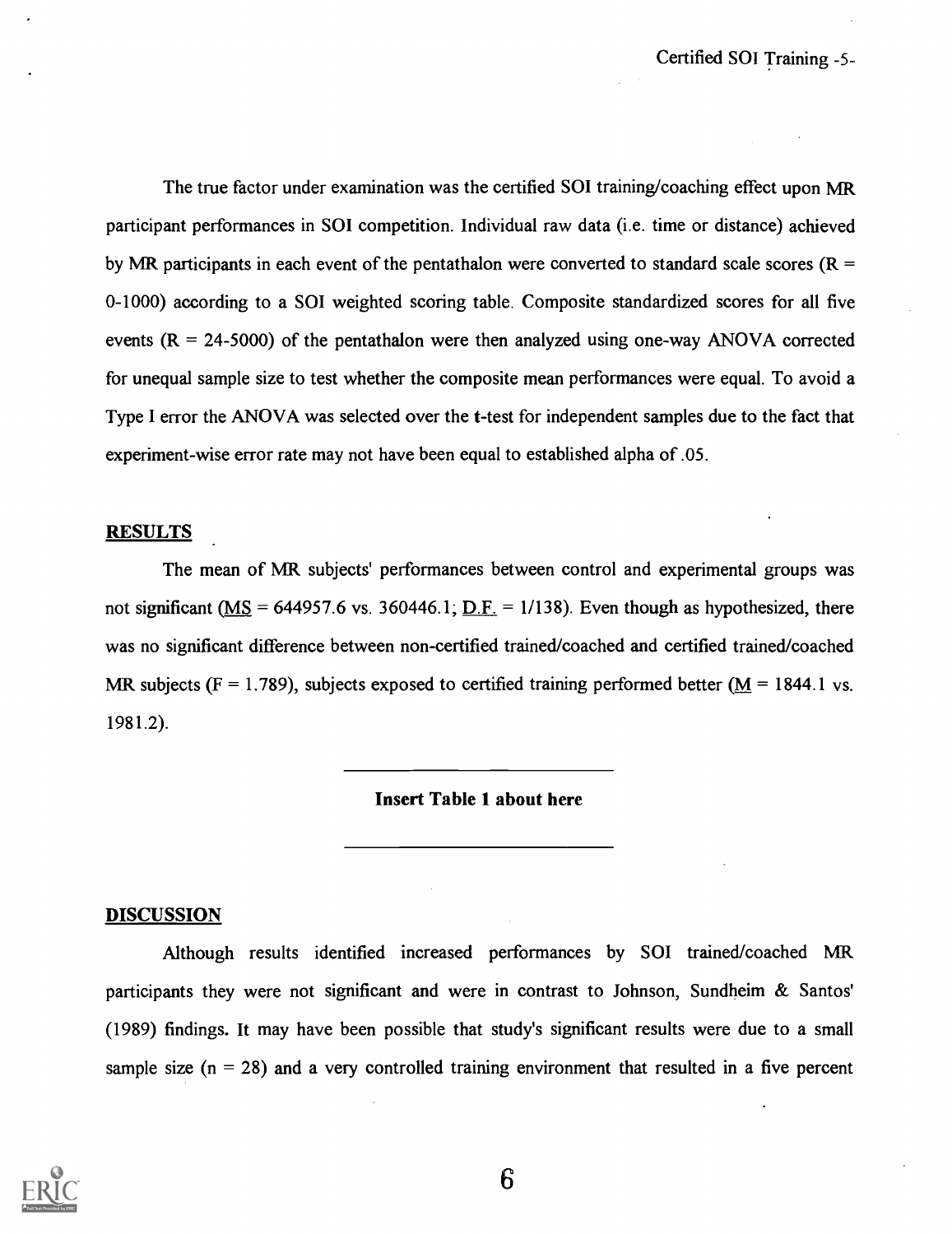The true factor under examination was the certified SOI training/coaching effect upon MR participant performances in SOI competition. Individual raw data (i.e. time or distance) achieved by MR participants in each event of the pentathalon were converted to standard scale scores ($R = 0\text{-}1000$) according to a SOI weighted scoring table. Composite standardized scores for all five events ($R = 24\text{-}5000$) of the pentathalon were then analyzed using one-way ANOVA corrected for unequal sample size to test whether the composite mean performances were equal. To avoid a Type I error the ANOVA was selected over the t-test for independent samples due to the fact that experiment-wise error rate may not have been equal to established alpha of .05.

## RESULTS

The mean of MR subjects' performances between control and experimental groups was not significant (MS = 644957.6 vs. 360446.1; D.F. = 1/138). Even though as hypothesized, there was no significant difference between non-certified trained/coached and certified trained/coached MR subjects ($F = 1.789$), subjects exposed to certified training performed better (M = 1844.1 vs. 1981.2).

---

**Insert Table 1 about here**

---

## DISCUSSION

Although results identified increased performances by SOI trained/coached MR participants they were not significant and were in contrast to Johnson, Sundheim & Santos' (1989) findings. It may have been possible that study's significant results were due to a small sample size ($n = 28$) and a very controlled training environment that resulted in a five percent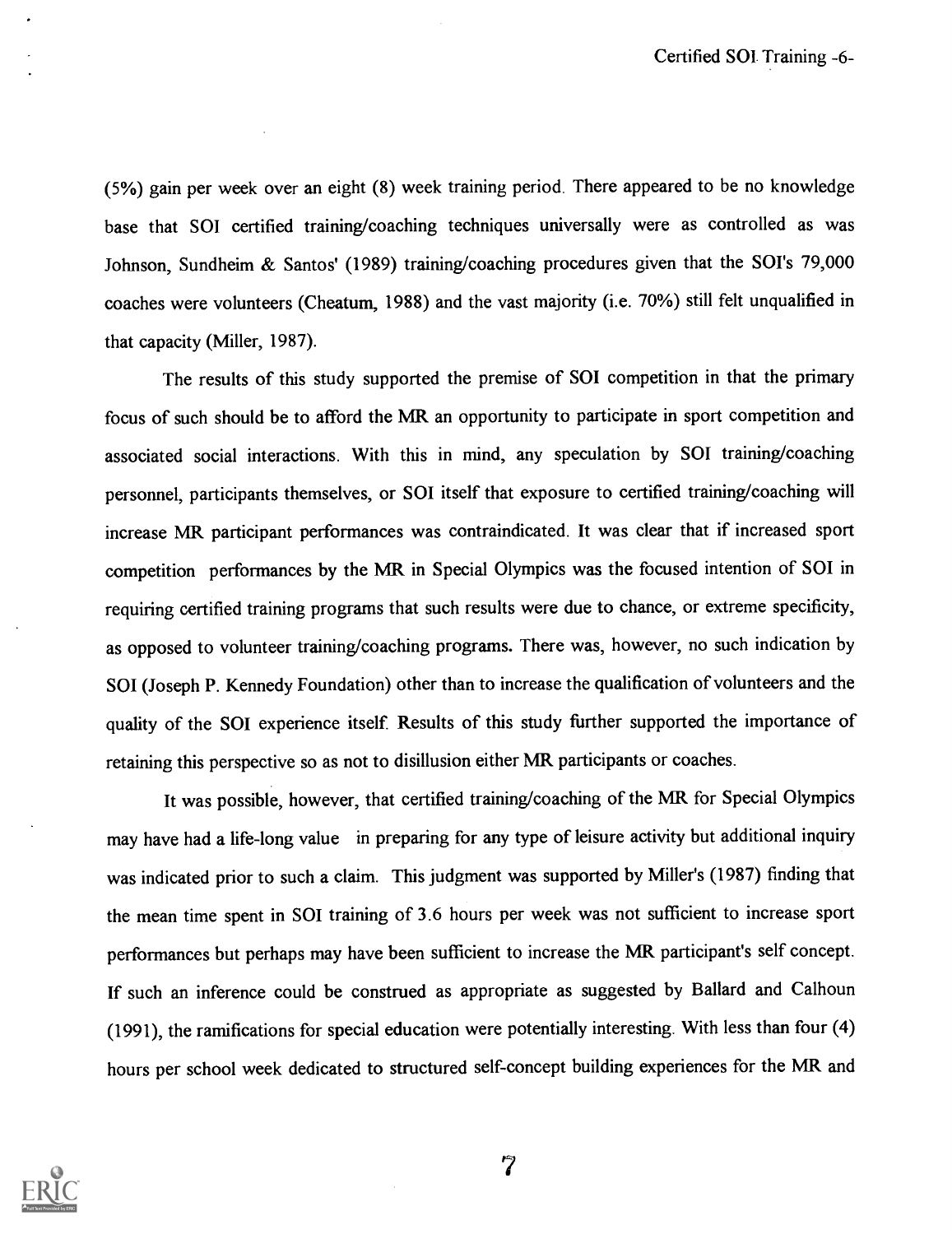(5%) gain per week over an eight (8) week training period. There appeared to be no knowledge base that SOI certified training/coaching techniques universally were as controlled as was Johnson, Sundheim & Santos' (1989) training/coaching procedures given that the SOI's 79,000 coaches were volunteers (Cheatum, 1988) and the vast majority (i.e. 70%) still felt unqualified in that capacity (Miller, 1987).

The results of this study supported the premise of SOI competition in that the primary focus of such should be to afford the MR an opportunity to participate in sport competition and associated social interactions. With this in mind, any speculation by SOI training/coaching personnel, participants themselves, or SOI itself that exposure to certified training/coaching will increase MR participant performances was contraindicated. It was clear that if increased sport competition performances by the MR in Special Olympics was the focused intention of SOI in requiring certified training programs that such results were due to chance, or extreme specificity, as opposed to volunteer training/coaching programs. There was, however, no such indication by SOI (Joseph P. Kennedy Foundation) other than to increase the qualification of volunteers and the quality of the SOI experience itself. Results of this study further supported the importance of retaining this perspective so as not to disillusion either MR participants or coaches.

It was possible, however, that certified training/coaching of the MR for Special Olympics may have had a life-long value in preparing for any type of leisure activity but additional inquiry was indicated prior to such a claim. This judgment was supported by Miller's (1987) finding that the mean time spent in SOI training of 3.6 hours per week was not sufficient to increase sport performances but perhaps may have been sufficient to increase the MR participant's self concept. If such an inference could be construed as appropriate as suggested by Ballard and Calhoun (1991), the ramifications for special education were potentially interesting. With less than four (4) hours per school week dedicated to structured self-concept building experiences for the MR and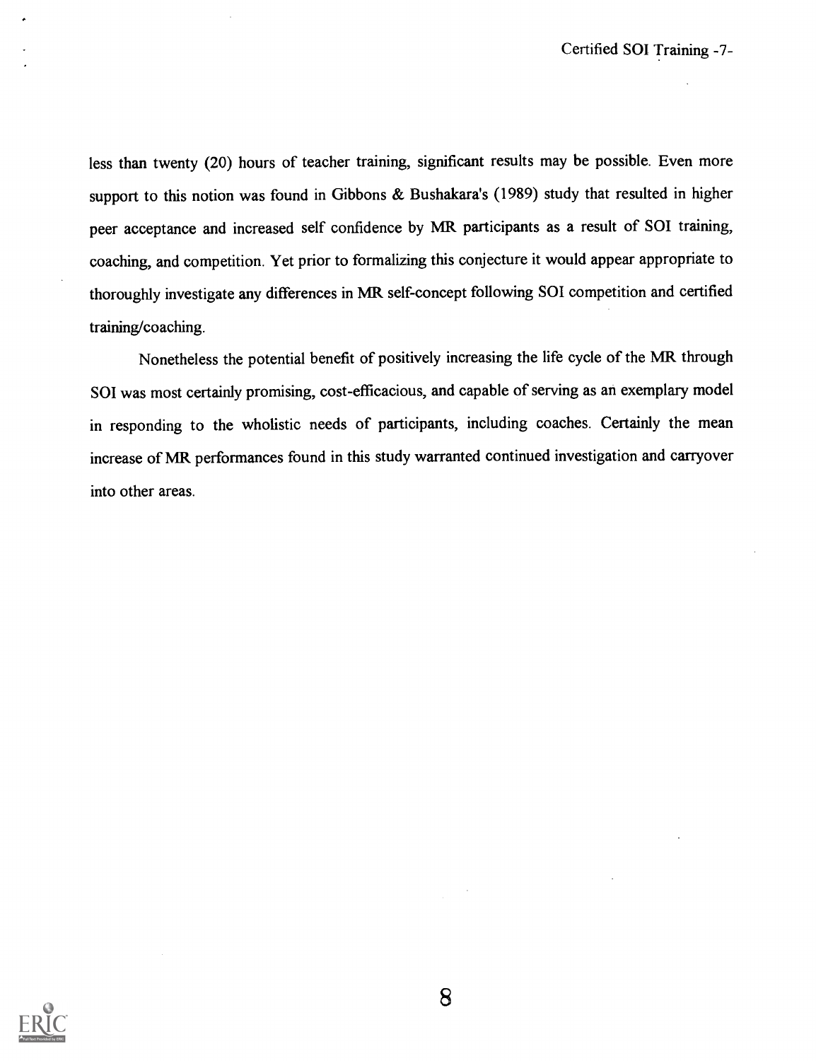less than twenty (20) hours of teacher training, significant results may be possible. Even more support to this notion was found in Gibbons & Bushakara's (1989) study that resulted in higher peer acceptance and increased self confidence by MR participants as a result of SOI training, coaching, and competition. Yet prior to formalizing this conjecture it would appear appropriate to thoroughly investigate any differences in MR self-concept following SOI competition and certified training/coaching.

Nonetheless the potential benefit of positively increasing the life cycle of the MR through SOI was most certainly promising, cost-efficacious, and capable of serving as an exemplary model in responding to the wholistic needs of participants, including coaches. Certainly the mean increase of MR performances found in this study warranted continued investigation and carryover into other areas.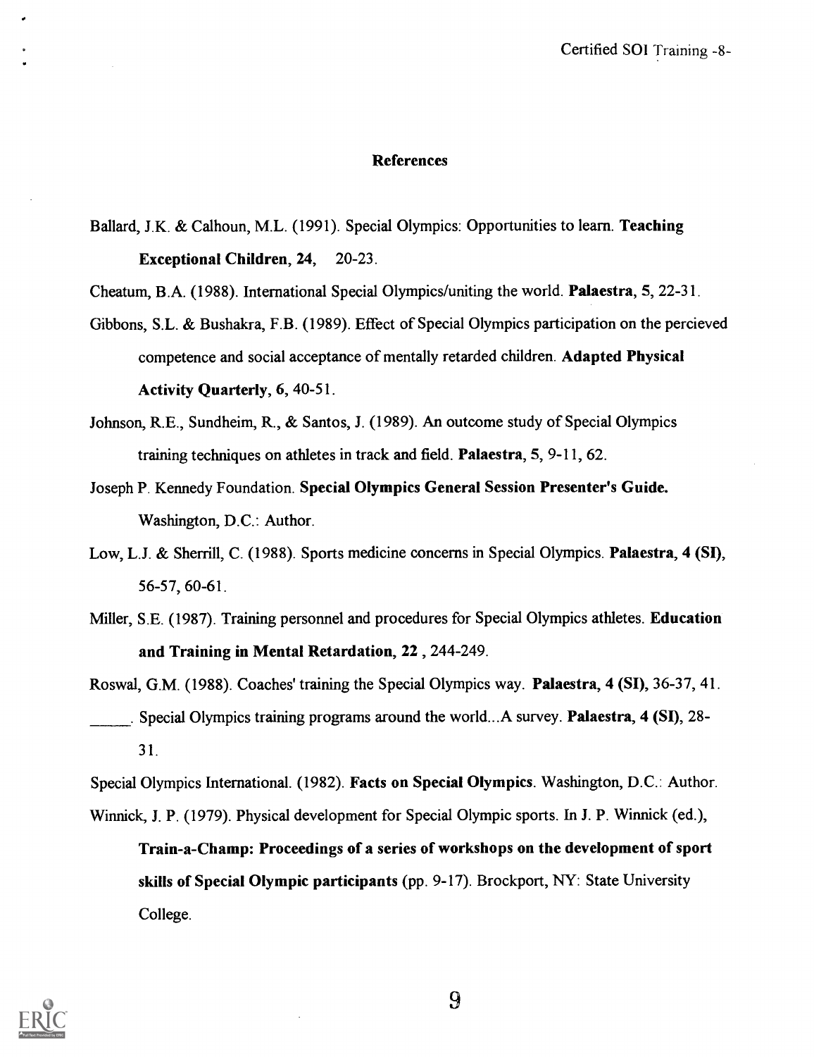## References

Ballard, J.K. & Calhoun, M.L. (1991). Special Olympics: Opportunities to learn. **Teaching Exceptional Children, 24,** 20-23.

Cheatum, B.A. (1988). International Special Olympics/uniting the world. **Palaestra,** 5, 22-31.

Gibbons, S.L. & Bushakra, F.B. (1989). Effect of Special Olympics participation on the percieved competence and social acceptance of mentally retarded children. **Adapted Physical Activity Quarterly,** 6, 40-51.

Johnson, R.E., Sundheim, R., & Santos, J. (1989). An outcome study of Special Olympics training techniques on athletes in track and field. **Palaestra,** 5, 9-11, 62.

Joseph P. Kennedy Foundation. **Special Olympics General Session Presenter's Guide.** Washington, D.C.: Author.

Low, L.J. & Sherrill, C. (1988). Sports medicine concerns in Special Olympics. **Palaestra, 4 (SI),** 56-57, 60-61.

Miller, S.E. (1987). Training personnel and procedures for Special Olympics athletes. **Education and Training in Mental Retardation, 22** , 244-249.

Roswal, G.M. (1988). Coaches' training the Special Olympics way. **Palaestra, 4 (SI),** 36-37, 41.

_____. Special Olympics training programs around the world...A survey. **Palaestra, 4 (SI),** 28-31.

Special Olympics International. (1982). **Facts on Special Olympics**. Washington, D.C.: Author.

Winnick, J. P. (1979). Physical development for Special Olympic sports. In J. P. Winnick (ed.), **Train-a-Champ: Proceedings of a series of workshops on the development of sport skills of Special Olympic participants** (pp. 9-17). Brockport, NY: State University College.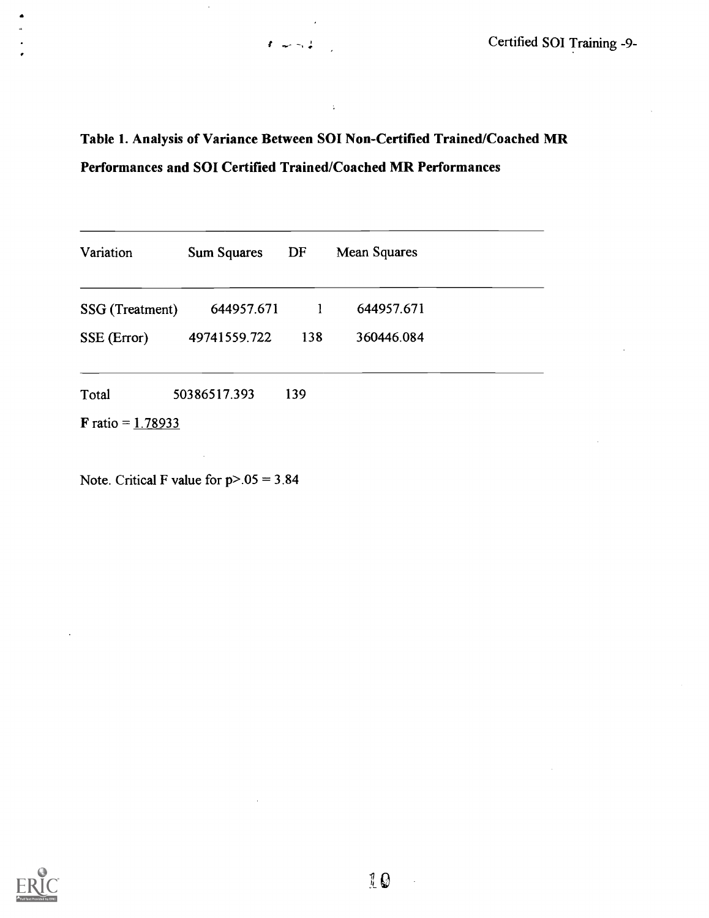**Table 1. Analysis of Variance Between SOI Non-Certified Trained/Coached MR Performances and SOI Certified Trained/Coached MR Performances**

| Variation | Sum Squares | DF | Mean Squares |
|---|---|---|---|
| SSG (Treatment) | 644957.671 | 1 | 644957.671 |
| SSE (Error) | 49741559.722 | 138 | 360446.084 |
| Total | 50386517.393 | 139 | |

**F** ratio = 1.78933

Note. Critical F value for $p > .05 = 3.84$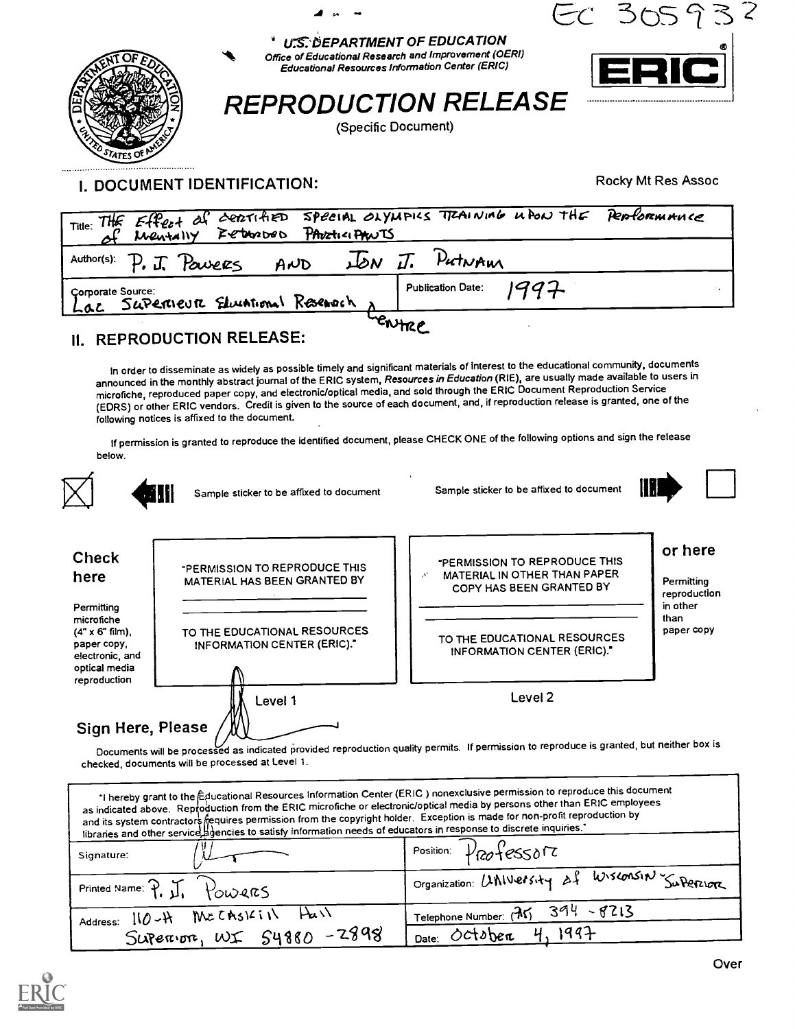EC 305932

U.S. DEPARTMENT OF EDUCATION
*Office of Educational Research and Improvement (OERI)*
*Educational Resources Information Center (ERIC)*

ERIC

# REPRODUCTION RELEASE

(Specific Document)

## I. DOCUMENT IDENTIFICATION:

Rocky Mt Res Assoc

| | |
|---|---|
| Title: THE Effect of Certified Special Olympics Training upon the Performance of Mentally Retarded Participants | |
| Author(s): P. J. Powers and Jon J. Putnam | |
| Corporate Source: Lac Superieur Educational Research Centre | Publication Date: 1997 |

## II. REPRODUCTION RELEASE:

In order to disseminate as widely as possible timely and significant materials of interest to the educational community, documents announced in the monthly abstract journal of the ERIC system, *Resources in Education* (RIE), are usually made available to users in microfiche, reproduced paper copy, and electronic/optical media, and sold through the ERIC Document Reproduction Service (EDRS) or other ERIC vendors. Credit is given to the source of each document, and, if reproduction release is granted, one of the following notices is affixed to the document.

If permission is granted to reproduce the identified document, please CHECK ONE of the following options and sign the release below.

☒ Sample sticker to be affixed to document

Sample sticker to be affixed to document ☐

**Check here**

Permitting microfiche (4" x 6" film), paper copy, electronic, and optical media reproduction

"PERMISSION TO REPRODUCE THIS MATERIAL HAS BEEN GRANTED BY

TO THE EDUCATIONAL RESOURCES INFORMATION CENTER (ERIC)."

Level 1

**or here**

Permitting reproduction in other than paper copy

"PERMISSION TO REPRODUCE THIS MATERIAL IN OTHER THAN PAPER COPY HAS BEEN GRANTED BY

TO THE EDUCATIONAL RESOURCES INFORMATION CENTER (ERIC)."

Level 2

**Sign Here, Please**

Documents will be processed as indicated provided reproduction quality permits. If permission to reproduce is granted, but neither box is checked, documents will be processed at Level 1.

"I hereby grant to the Educational Resources Information Center (ERIC ) nonexclusive permission to reproduce this document as indicated above. Reproduction from the ERIC microfiche or electronic/optical media by persons other than ERIC employees and its system contractors requires permission from the copyright holder. Exception is made for non-profit reproduction by libraries and other service agencies to satisfy information needs of educators in response to discrete inquiries."

| | |
|---|---|
| Signature: | Position: Professor |
| Printed Name: P. J. Powers | Organization: University of Wisconsin - Superior |
| Address: 110-H McCaskill Hall Superior, WI 54880-2898 | Telephone Number: (715) 394-8213 |
| | Date: October 4, 1997 |

Over